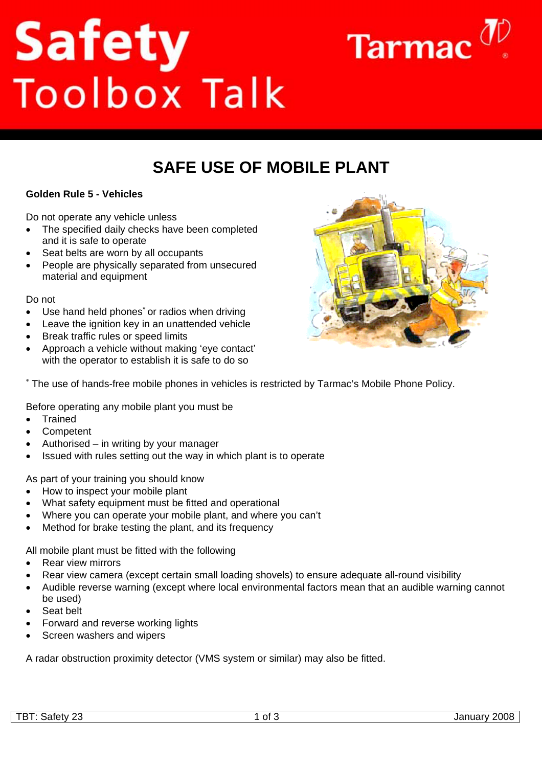# Safety Toolbox Talk

Tarmac

## SAFE USE OF MOBILE PLANT

**Golden Rule 5 - Vehicles**

Do not operate any vehicle unless

- The specified daily checks have been completed and it is safe to operate
- Seat belts are worn by all occupants
- People are physically separated from unsecured material and equipment

Do not

- Use hand held phones* or radios when driving
- Leave the ignition key in an unattended vehicle
- Break traffic rules or speed limits
- Approach a vehicle without making 'eye contact' with the operator to establish it is safe to do so

* The use of hands-free mobile phones in vehicles is restricted by Tarmac's Mobile Phone Policy.

Before operating any mobile plant you must be

- Trained
- Competent
- Authorised – in writing by your manager
- Issued with rules setting out the way in which plant is to operate

As part of your training you should know

- How to inspect your mobile plant
- What safety equipment must be fitted and operational
- Where you can operate your mobile plant, and where you can't
- Method for brake testing the plant, and its frequency

All mobile plant must be fitted with the following

- Rear view mirrors
- Rear view camera (except certain small loading shovels) to ensure adequate all-round visibility
- Audible reverse warning (except where local environmental factors mean that an audible warning cannot be used)
- Seat belt
- Forward and reverse working lights
- Screen washers and wipers

A radar obstruction proximity detector (VMS system or similar) may also be fitted.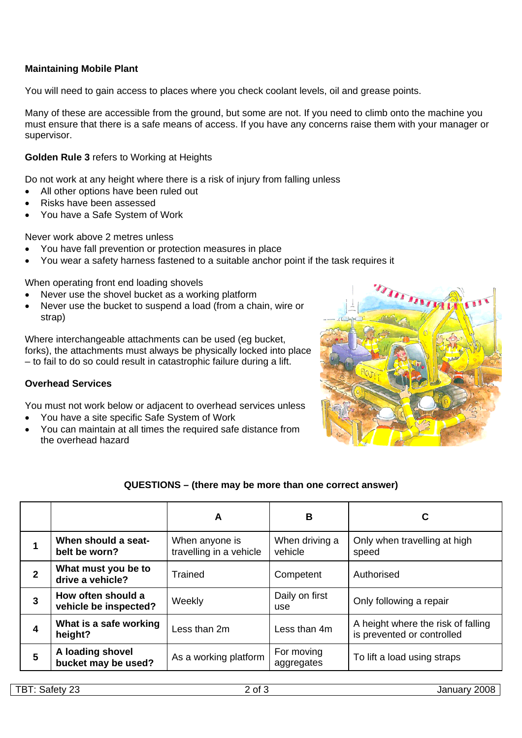**Maintaining Mobile Plant**

You will need to gain access to places where you check coolant levels, oil and grease points.

Many of these are accessible from the ground, but some are not. If you need to climb onto the machine you must ensure that there is a safe means of access. If you have any concerns raise them with your manager or supervisor.

**Golden Rule 3** refers to Working at Heights

Do not work at any height where there is a risk of injury from falling unless

- All other options have been ruled out
- Risks have been assessed
- You have a Safe System of Work

Never work above 2 metres unless

- You have fall prevention or protection measures in place
- You wear a safety harness fastened to a suitable anchor point if the task requires it

When operating front end loading shovels

- Never use the shovel bucket as a working platform
- Never use the bucket to suspend a load (from a chain, wire or strap)

Where interchangeable attachments can be used (eg bucket, forks), the attachments must always be physically locked into place – to fail to do so could result in catastrophic failure during a lift.

**Overhead Services**

You must not work below or adjacent to overhead services unless

- You have a site specific Safe System of Work
- You can maintain at all times the required safe distance from the overhead hazard

**QUESTIONS – (there may be more than one correct answer)**

| | | A | B | C |
|---|---|---|---|---|
| 1 | **When should a seat-belt be worn?** | When anyone is travelling in a vehicle | When driving a vehicle | Only when travelling at high speed |
| 2 | **What must you be to drive a vehicle?** | Trained | Competent | Authorised |
| 3 | **How often should a vehicle be inspected?** | Weekly | Daily on first use | Only following a repair |
| 4 | **What is a safe working height?** | Less than 2m | Less than 4m | A height where the risk of falling is prevented or controlled |
| 5 | **A loading shovel bucket may be used?** | As a working platform | For moving aggregates | To lift a load using straps |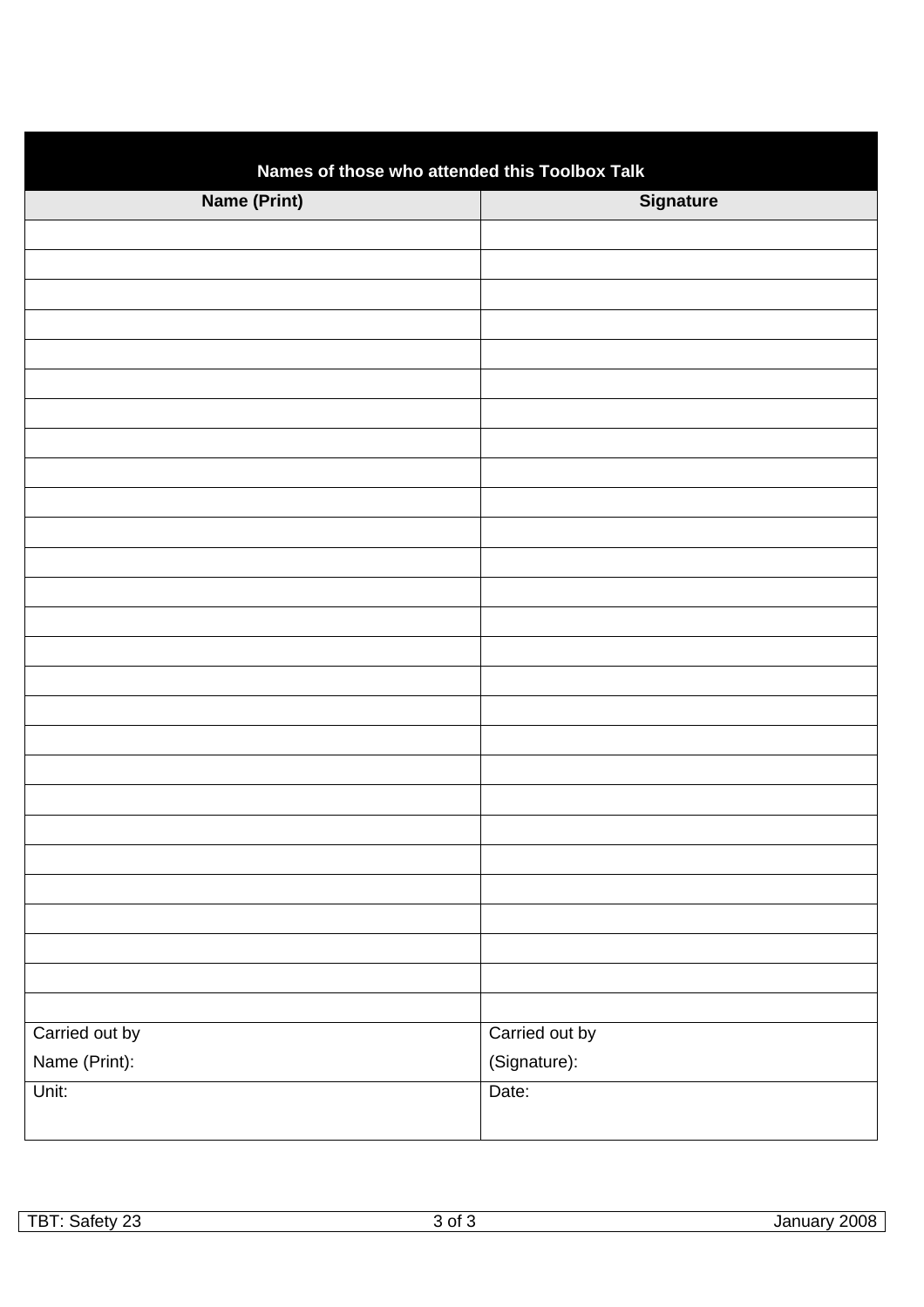| Names of those who attended this Toolbox Talk | |
|---|---|
| **Name (Print)** | **Signature** |
| | |
| | |
| | |
| | |
| | |
| | |
| | |
| | |
| | |
| | |
| | |
| | |
| | |
| | |
| | |
| | |
| | |
| | |
| | |
| | |
| | |
| | |
| | |
| | |
| | |
| | |
| | |
| Carried out by Name (Print): | Carried out by (Signature): |
| Unit: | Date: |